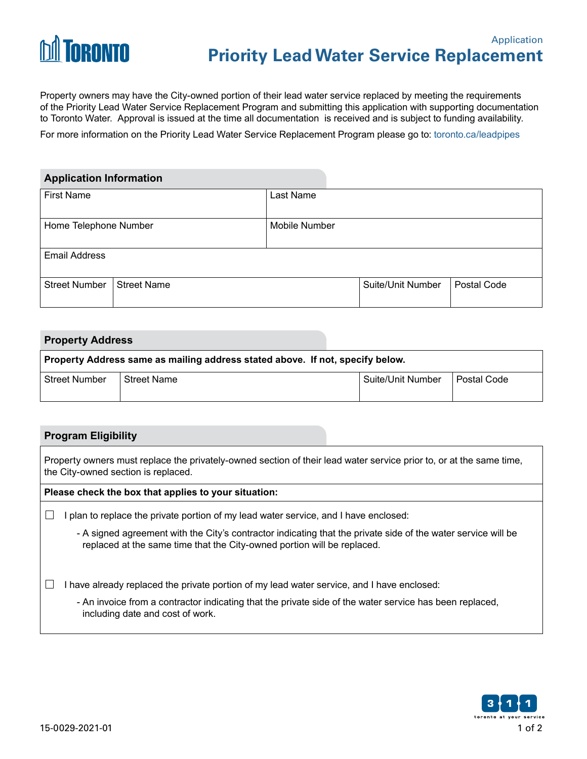Application

# Priority Lead Water Service Replacement

Property owners may have the City-owned portion of their lead water service replaced by meeting the requirements of the Priority Lead Water Service Replacement Program and submitting this application with supporting documentation to Toronto Water. Approval is issued at the time all documentation is received and is subject to funding availability.

For more information on the Priority Lead Water Service Replacement Program please go to: toronto.ca/leadpipes

## Application Information

| First Name | | Last Name | |
|---|---|---|---|
| Home Telephone Number | | Mobile Number | |
| Email Address | | | |
| Street Number | Street Name | Suite/Unit Number | Postal Code |

## Property Address

**Property Address same as mailing address stated above. If not, specify below.**

| Street Number | Street Name | Suite/Unit Number | Postal Code |
|---|---|---|---|
| | | | |

## Program Eligibility

Property owners must replace the privately-owned section of their lead water service prior to, or at the same time, the City-owned section is replaced.

**Please check the box that applies to your situation:**

☐ I plan to replace the private portion of my lead water service, and I have enclosed:

- A signed agreement with the City's contractor indicating that the private side of the water service will be replaced at the same time that the City-owned portion will be replaced.

☐ I have already replaced the private portion of my lead water service, and I have enclosed:

- An invoice from a contractor indicating that the private side of the water service has been replaced, including date and cost of work.

15-0029-2021-01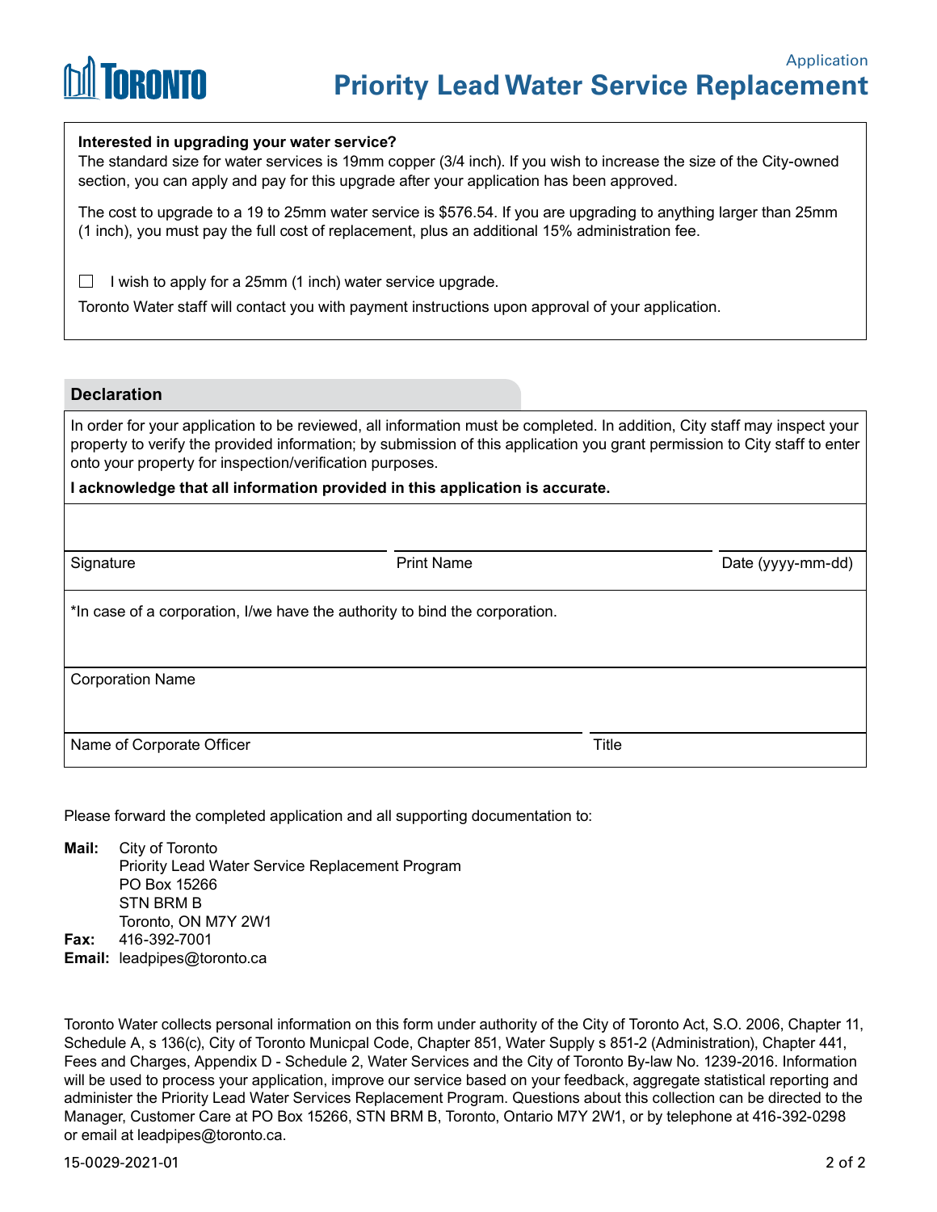Application

# Priority Lead Water Service Replacement

**Interested in upgrading your water service?**

The standard size for water services is 19mm copper (3/4 inch). If you wish to increase the size of the City-owned section, you can apply and pay for this upgrade after your application has been approved.

The cost to upgrade to a 19 to 25mm water service is $576.54. If you are upgrading to anything larger than 25mm (1 inch), you must pay the full cost of replacement, plus an additional 15% administration fee.

☐ I wish to apply for a 25mm (1 inch) water service upgrade.

Toronto Water staff will contact you with payment instructions upon approval of your application.

## Declaration

In order for your application to be reviewed, all information must be completed. In addition, City staff may inspect your property to verify the provided information; by submission of this application you grant permission to City staff to enter onto your property for inspection/verification purposes.

**I acknowledge that all information provided in this application is accurate.**

| | | |
|---|---|---|
| Signature | Print Name | Date (yyyy-mm-dd) |

*In case of a corporation, I/we have the authority to bind the corporation.

Corporation Name

| | |
|---|---|
| Name of Corporate Officer | Title |

Please forward the completed application and all supporting documentation to:

**Mail:** City of Toronto
Priority Lead Water Service Replacement Program
PO Box 15266
STN BRM B
Toronto, ON M7Y 2W1
**Fax:** 416-392-7001
**Email:** leadpipes@toronto.ca

Toronto Water collects personal information on this form under authority of the City of Toronto Act, S.O. 2006, Chapter 11, Schedule A, s 136(c), City of Toronto Municpal Code, Chapter 851, Water Supply s 851-2 (Administration), Chapter 441, Fees and Charges, Appendix D - Schedule 2, Water Services and the City of Toronto By-law No. 1239-2016. Information will be used to process your application, improve our service based on your feedback, aggregate statistical reporting and administer the Priority Lead Water Services Replacement Program. Questions about this collection can be directed to the Manager, Customer Care at PO Box 15266, STN BRM B, Toronto, Ontario M7Y 2W1, or by telephone at 416-392-0298 or email at leadpipes@toronto.ca.

15-0029-2021-01